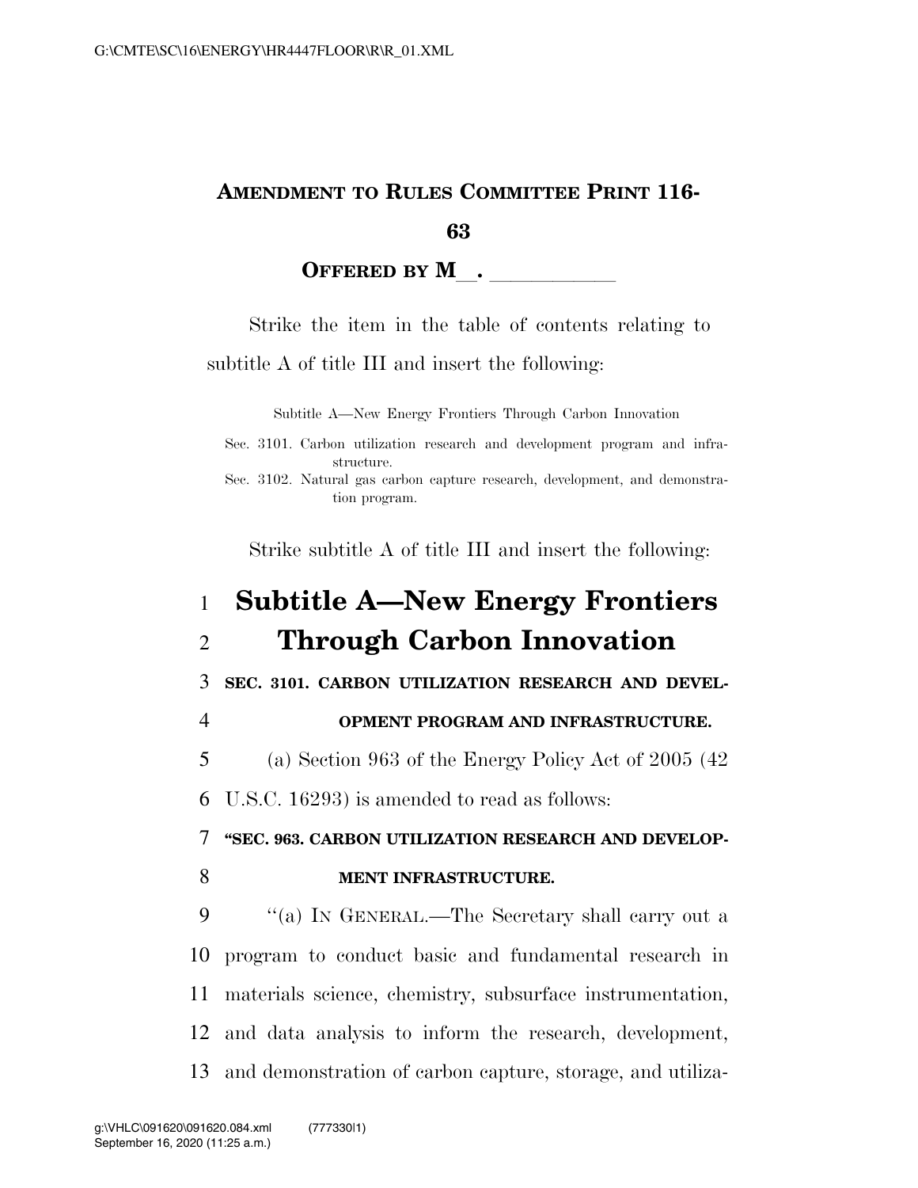**AMENDMENT TO RULES COMMITTEE PRINT 116-63**

**OFFERED BY M\_\_. \_\_\_\_\_\_\_\_\_\_\_\_**

Strike the item in the table of contents relating to subtitle A of title III and insert the following:

Subtitle A—New Energy Frontiers Through Carbon Innovation

Sec. 3101. Carbon utilization research and development program and infrastructure.

Sec. 3102. Natural gas carbon capture research, development, and demonstration program.

Strike subtitle A of title III and insert the following:

# Subtitle A—New Energy Frontiers Through Carbon Innovation

**SEC. 3101. CARBON UTILIZATION RESEARCH AND DEVELOPMENT PROGRAM AND INFRASTRUCTURE.**

(a) Section 963 of the Energy Policy Act of 2005 (42 U.S.C. 16293) is amended to read as follows:

**"SEC. 963. CARBON UTILIZATION RESEARCH AND DEVELOPMENT INFRASTRUCTURE.**

"(a) IN GENERAL.—The Secretary shall carry out a program to conduct basic and fundamental research in materials science, chemistry, subsurface instrumentation, and data analysis to inform the research, development, and demonstration of carbon capture, storage, and utiliza-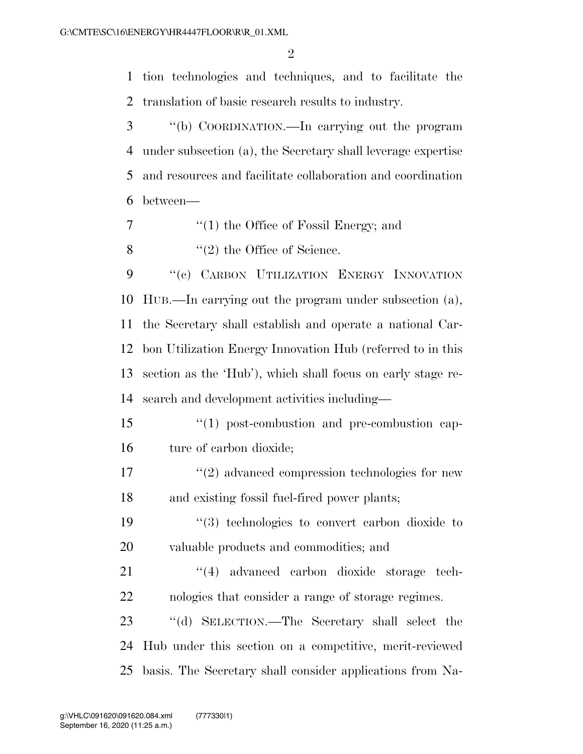tion technologies and techniques, and to facilitate the translation of basic research results to industry.

"(b) COORDINATION.—In carrying out the program under subsection (a), the Secretary shall leverage expertise and resources and facilitate collaboration and coordination between—

"(1) the Office of Fossil Energy; and

"(2) the Office of Science.

"(c) CARBON UTILIZATION ENERGY INNOVATION HUB.—In carrying out the program under subsection (a), the Secretary shall establish and operate a national Carbon Utilization Energy Innovation Hub (referred to in this section as the 'Hub'), which shall focus on early stage research and development activities including—

"(1) post-combustion and pre-combustion capture of carbon dioxide;

"(2) advanced compression technologies for new and existing fossil fuel-fired power plants;

"(3) technologies to convert carbon dioxide to valuable products and commodities; and

"(4) advanced carbon dioxide storage technologies that consider a range of storage regimes.

"(d) SELECTION.—The Secretary shall select the Hub under this section on a competitive, merit-reviewed basis. The Secretary shall consider applications from Na-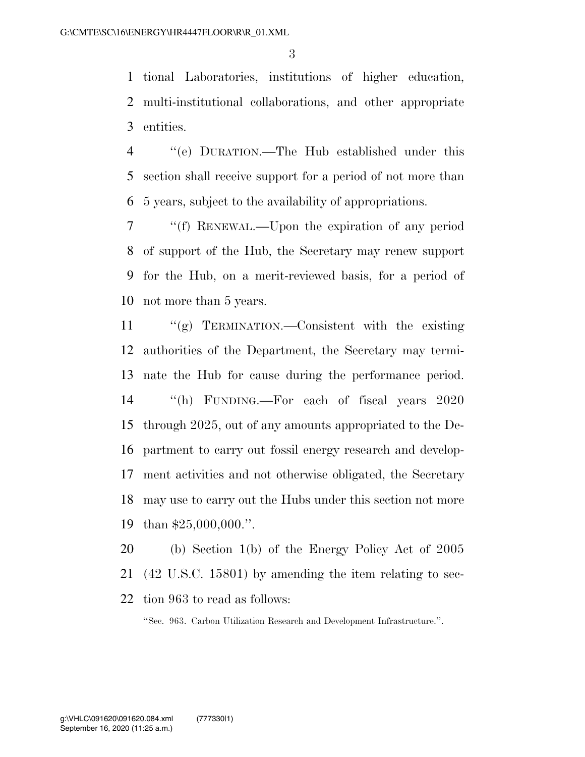tional Laboratories, institutions of higher education, multi-institutional collaborations, and other appropriate entities.

''(e) DURATION.—The Hub established under this section shall receive support for a period of not more than 5 years, subject to the availability of appropriations.

''(f) RENEWAL.—Upon the expiration of any period of support of the Hub, the Secretary may renew support for the Hub, on a merit-reviewed basis, for a period of not more than 5 years.

''(g) TERMINATION.—Consistent with the existing authorities of the Department, the Secretary may terminate the Hub for cause during the performance period.

''(h) FUNDING.—For each of fiscal years 2020 through 2025, out of any amounts appropriated to the Department to carry out fossil energy research and development activities and not otherwise obligated, the Secretary may use to carry out the Hubs under this section not more than $25,000,000.''.

(b) Section 1(b) of the Energy Policy Act of 2005 (42 U.S.C. 15801) by amending the item relating to section 963 to read as follows:

''Sec. 963. Carbon Utilization Research and Development Infrastructure.''.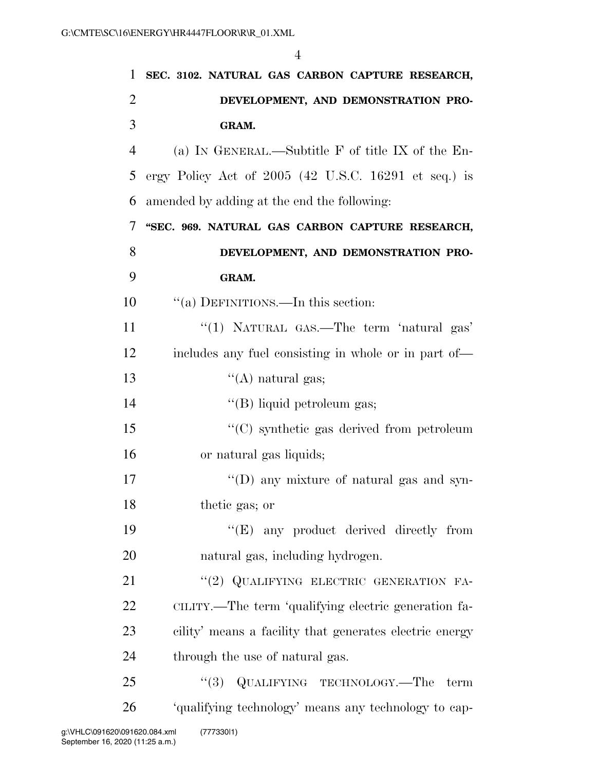**SEC. 3102. NATURAL GAS CARBON CAPTURE RESEARCH, DEVELOPMENT, AND DEMONSTRATION PROGRAM.**

(a) IN GENERAL.—Subtitle F of title IX of the Energy Policy Act of 2005 (42 U.S.C. 16291 et seq.) is amended by adding at the end the following:

**"SEC. 969. NATURAL GAS CARBON CAPTURE RESEARCH, DEVELOPMENT, AND DEMONSTRATION PROGRAM.**

"(a) DEFINITIONS.—In this section:

"(1) NATURAL GAS.—The term 'natural gas' includes any fuel consisting in whole or in part of—

"(A) natural gas;

"(B) liquid petroleum gas;

"(C) synthetic gas derived from petroleum or natural gas liquids;

"(D) any mixture of natural gas and synthetic gas; or

"(E) any product derived directly from natural gas, including hydrogen.

"(2) QUALIFYING ELECTRIC GENERATION FACILITY.—The term 'qualifying electric generation facility' means a facility that generates electric energy through the use of natural gas.

"(3) QUALIFYING TECHNOLOGY.—The term 'qualifying technology' means any technology to cap-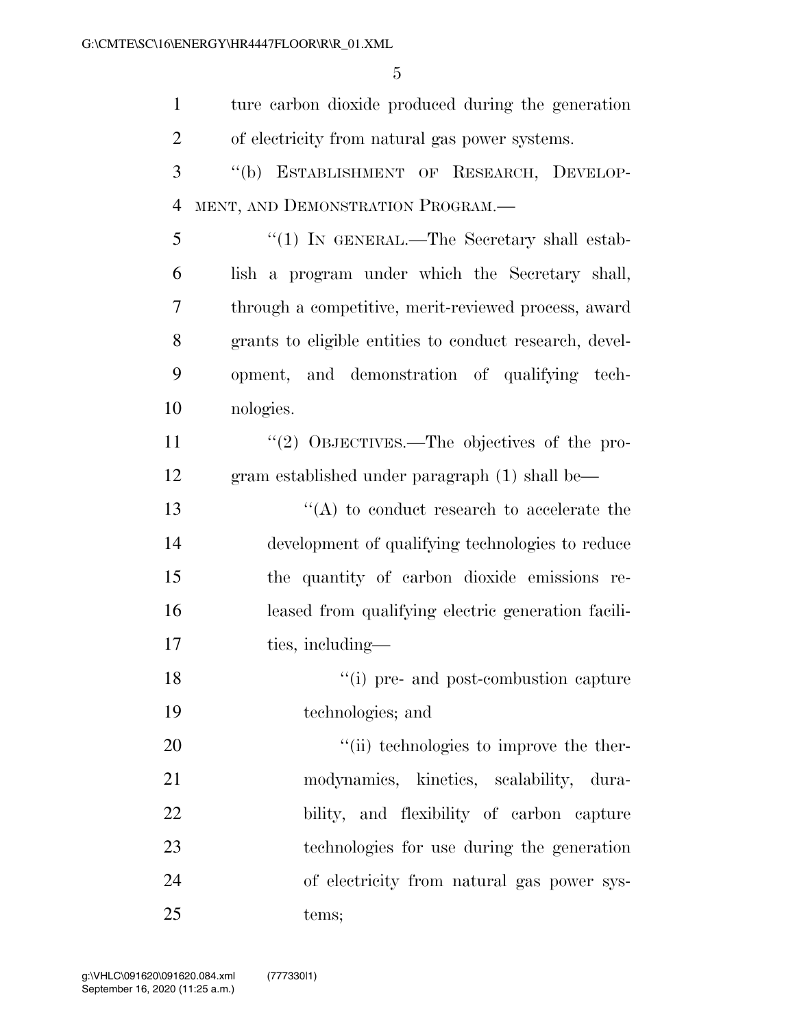ture carbon dioxide produced during the generation of electricity from natural gas power systems.

"(b) ESTABLISHMENT OF RESEARCH, DEVELOPMENT, AND DEMONSTRATION PROGRAM.—

"(1) IN GENERAL.—The Secretary shall establish a program under which the Secretary shall, through a competitive, merit-reviewed process, award grants to eligible entities to conduct research, development, and demonstration of qualifying technologies.

"(2) OBJECTIVES.—The objectives of the program established under paragraph (1) shall be—

"(A) to conduct research to accelerate the development of qualifying technologies to reduce the quantity of carbon dioxide emissions released from qualifying electric generation facilities, including—

"(i) pre- and post-combustion capture technologies; and

"(ii) technologies to improve the thermodynamics, kinetics, scalability, durability, and flexibility of carbon capture technologies for use during the generation of electricity from natural gas power systems;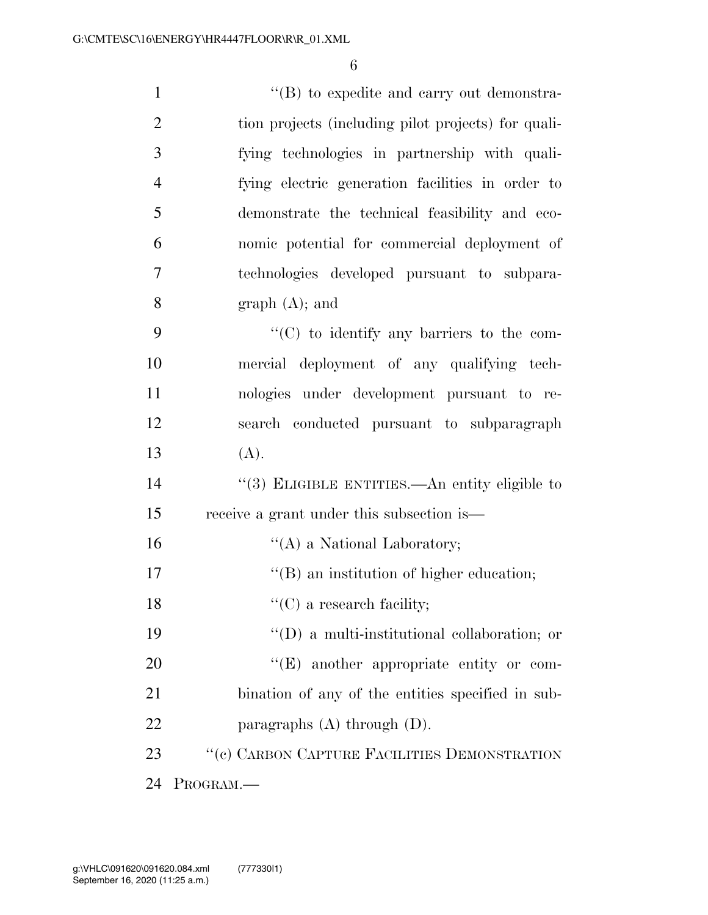"(B) to expedite and carry out demonstration projects (including pilot projects) for qualifying technologies in partnership with qualifying electric generation facilities in order to demonstrate the technical feasibility and economic potential for commercial deployment of technologies developed pursuant to subparagraph (A); and

"(C) to identify any barriers to the commercial deployment of any qualifying technologies under development pursuant to research conducted pursuant to subparagraph (A).

"(3) ELIGIBLE ENTITIES.—An entity eligible to receive a grant under this subsection is—

"(A) a National Laboratory;

"(B) an institution of higher education;

"(C) a research facility;

"(D) a multi-institutional collaboration; or

"(E) another appropriate entity or combination of any of the entities specified in subparagraphs (A) through (D).

"(c) CARBON CAPTURE FACILITIES DEMONSTRATION PROGRAM.—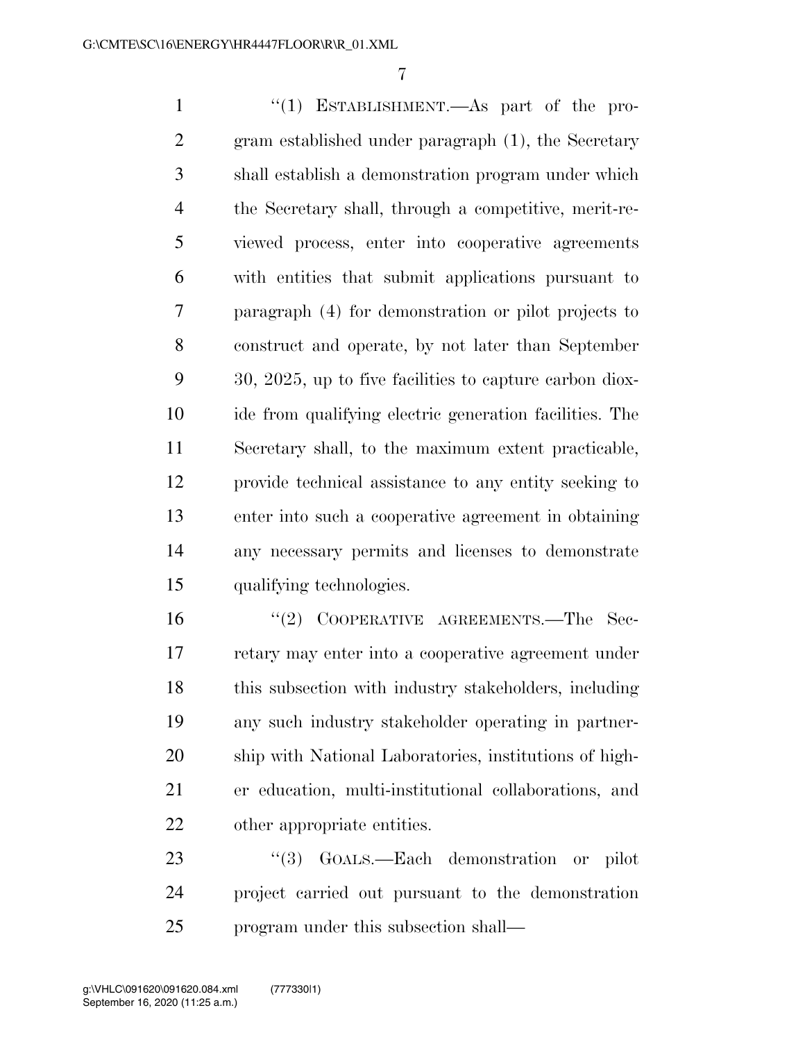''(1) ESTABLISHMENT.—As part of the program established under paragraph (1), the Secretary shall establish a demonstration program under which the Secretary shall, through a competitive, merit-reviewed process, enter into cooperative agreements with entities that submit applications pursuant to paragraph (4) for demonstration or pilot projects to construct and operate, by not later than September 30, 2025, up to five facilities to capture carbon dioxide from qualifying electric generation facilities. The Secretary shall, to the maximum extent practicable, provide technical assistance to any entity seeking to enter into such a cooperative agreement in obtaining any necessary permits and licenses to demonstrate qualifying technologies.

''(2) COOPERATIVE AGREEMENTS.—The Secretary may enter into a cooperative agreement under this subsection with industry stakeholders, including any such industry stakeholder operating in partnership with National Laboratories, institutions of higher education, multi-institutional collaborations, and other appropriate entities.

''(3) GOALS.—Each demonstration or pilot project carried out pursuant to the demonstration program under this subsection shall—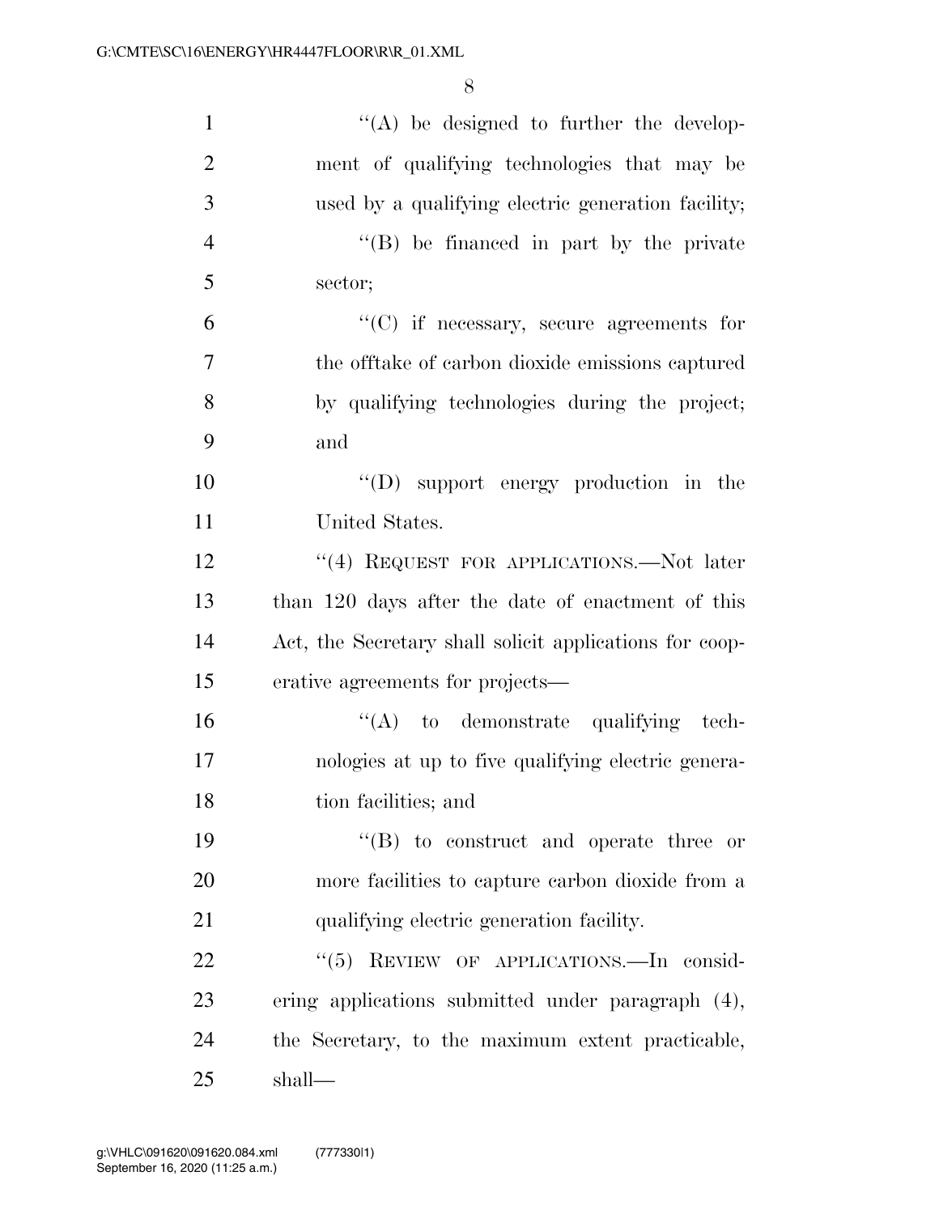''(A) be designed to further the development of qualifying technologies that may be used by a qualifying electric generation facility;

''(B) be financed in part by the private sector;

''(C) if necessary, secure agreements for the offtake of carbon dioxide emissions captured by qualifying technologies during the project; and

''(D) support energy production in the United States.

''(4) REQUEST FOR APPLICATIONS.—Not later than 120 days after the date of enactment of this Act, the Secretary shall solicit applications for cooperative agreements for projects—

''(A) to demonstrate qualifying technologies at up to five qualifying electric generation facilities; and

''(B) to construct and operate three or more facilities to capture carbon dioxide from a qualifying electric generation facility.

''(5) REVIEW OF APPLICATIONS.—In considering applications submitted under paragraph (4), the Secretary, to the maximum extent practicable, shall—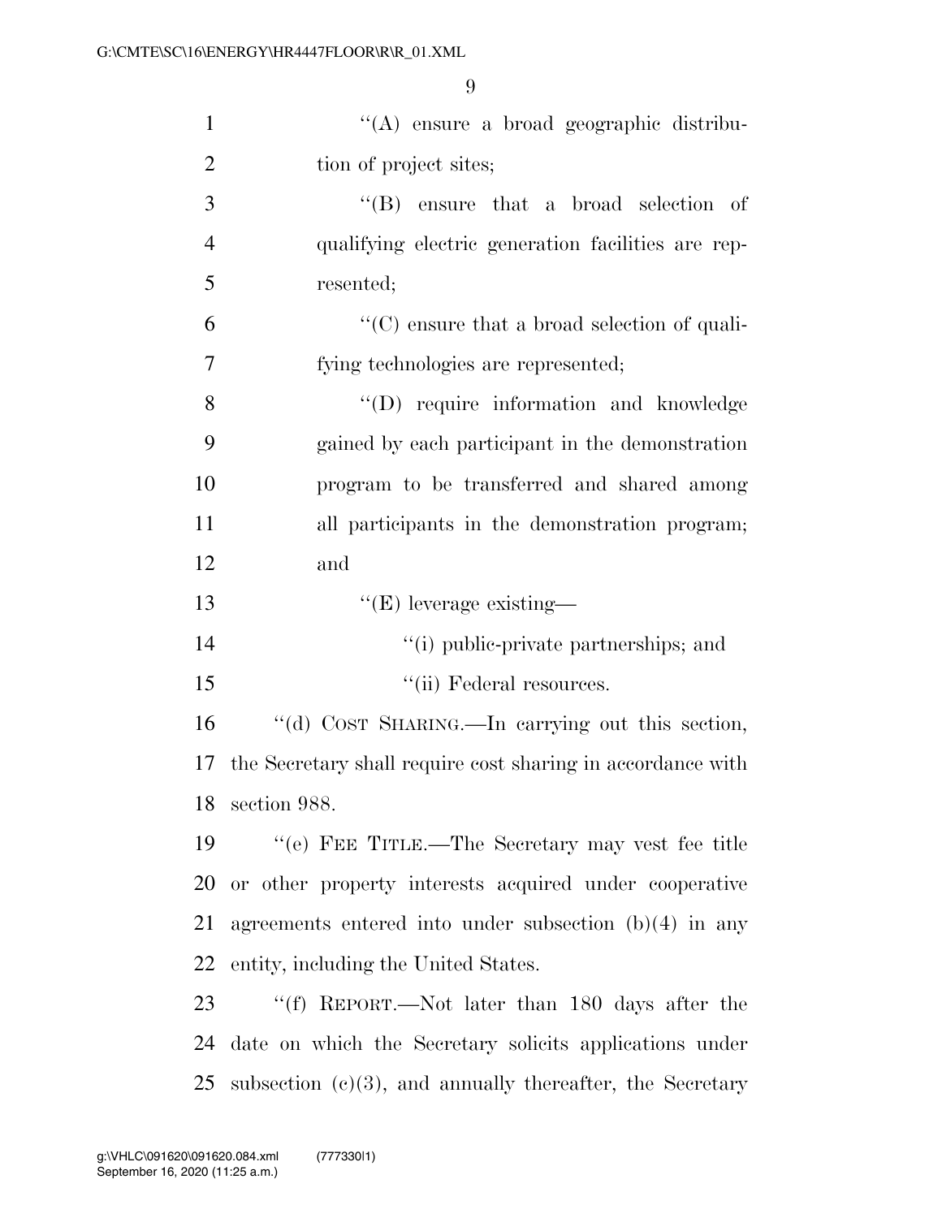''(A) ensure a broad geographic distribution of project sites;

''(B) ensure that a broad selection of qualifying electric generation facilities are represented;

''(C) ensure that a broad selection of qualifying technologies are represented;

''(D) require information and knowledge gained by each participant in the demonstration program to be transferred and shared among all participants in the demonstration program; and

''(E) leverage existing—

''(i) public-private partnerships; and

''(ii) Federal resources.

''(d) COST SHARING.—In carrying out this section, the Secretary shall require cost sharing in accordance with section 988.

''(e) FEE TITLE.—The Secretary may vest fee title or other property interests acquired under cooperative agreements entered into under subsection (b)(4) in any entity, including the United States.

''(f) REPORT.—Not later than 180 days after the date on which the Secretary solicits applications under subsection (c)(3), and annually thereafter, the Secretary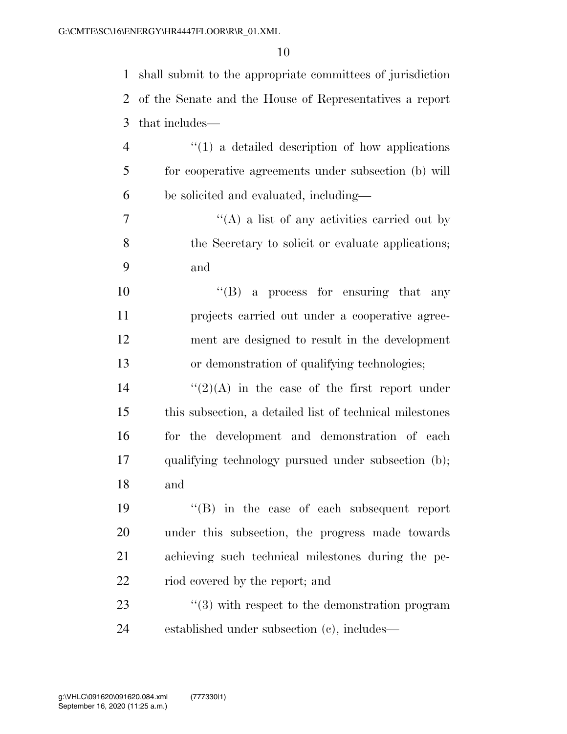shall submit to the appropriate committees of jurisdiction of the Senate and the House of Representatives a report that includes—

''(1) a detailed description of how applications for cooperative agreements under subsection (b) will be solicited and evaluated, including—

''(A) a list of any activities carried out by the Secretary to solicit or evaluate applications; and

''(B) a process for ensuring that any projects carried out under a cooperative agreement are designed to result in the development or demonstration of qualifying technologies;

''(2)(A) in the case of the first report under this subsection, a detailed list of technical milestones for the development and demonstration of each qualifying technology pursued under subsection (b); and

''(B) in the case of each subsequent report under this subsection, the progress made towards achieving such technical milestones during the period covered by the report; and

''(3) with respect to the demonstration program established under subsection (c), includes—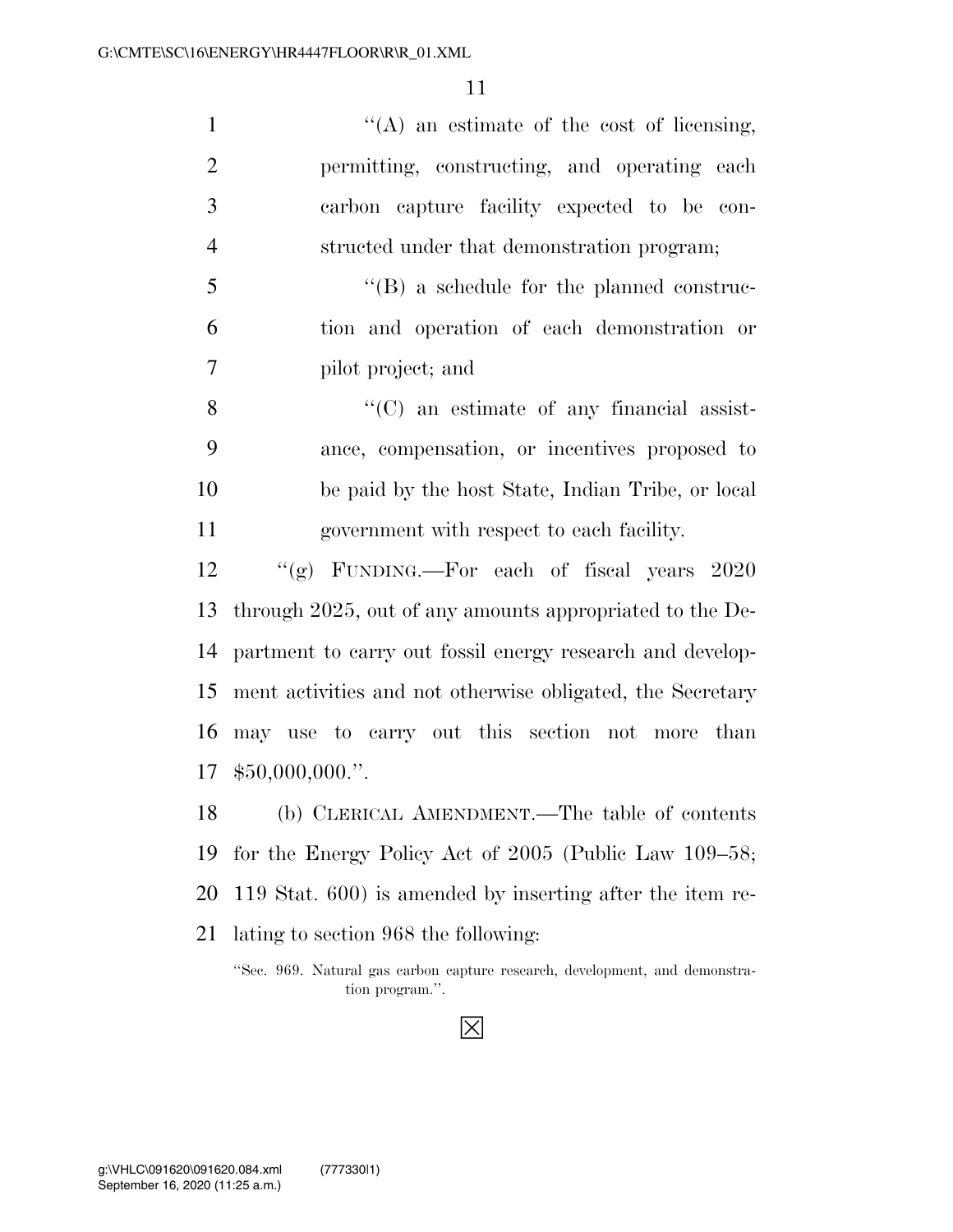''(A) an estimate of the cost of licensing, permitting, constructing, and operating each carbon capture facility expected to be constructed under that demonstration program;

''(B) a schedule for the planned construction and operation of each demonstration or pilot project; and

''(C) an estimate of any financial assistance, compensation, or incentives proposed to be paid by the host State, Indian Tribe, or local government with respect to each facility.

''(g) FUNDING.—For each of fiscal years 2020 through 2025, out of any amounts appropriated to the Department to carry out fossil energy research and development activities and not otherwise obligated, the Secretary may use to carry out this section not more than $50,000,000.''.

(b) CLERICAL AMENDMENT.—The table of contents for the Energy Policy Act of 2005 (Public Law 109–58; 119 Stat. 600) is amended by inserting after the item relating to section 968 the following:

''Sec. 969. Natural gas carbon capture research, development, and demonstration program.''.